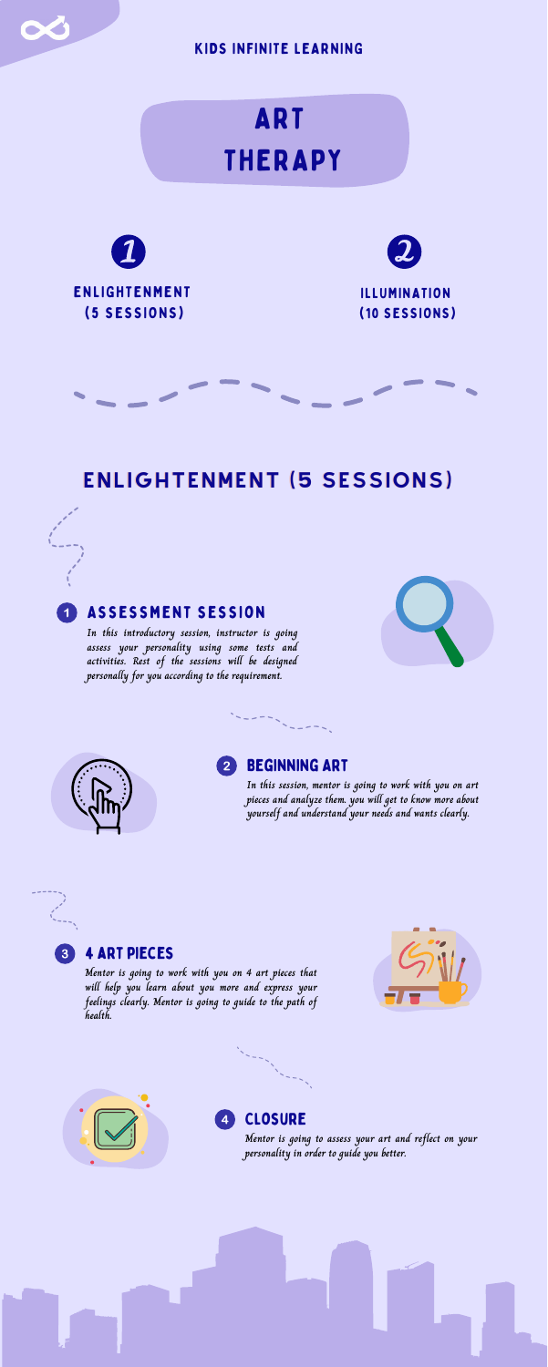KIDS INFINITE LEARNING

# ART THERAPY

1. ENLIGHTENMENT (5 SESSIONS)

2. ILLUMINATION (10 SESSIONS)

## ENLIGHTENMENT (5 SESSIONS)

### 1 ASSESSMENT SESSION

*In this introductory session, instructor is going assess your personality using some tests and activities. Rest of the sessions will be designed personally for you according to the requirement.*

### 2 BEGINNING ART

*In this session, mentor is going to work with you on art pieces and analyze them. you will get to know more about yourself and understand your needs and wants clearly.*

### 3 4 ART PIECES

*Mentor is going to work with you on 4 art pieces that will help you learn about you more and express your feelings clearly. Mentor is going to guide to the path of health.*

### 4 CLOSURE

*Mentor is going to assess your art and reflect on your personality in order to guide you better.*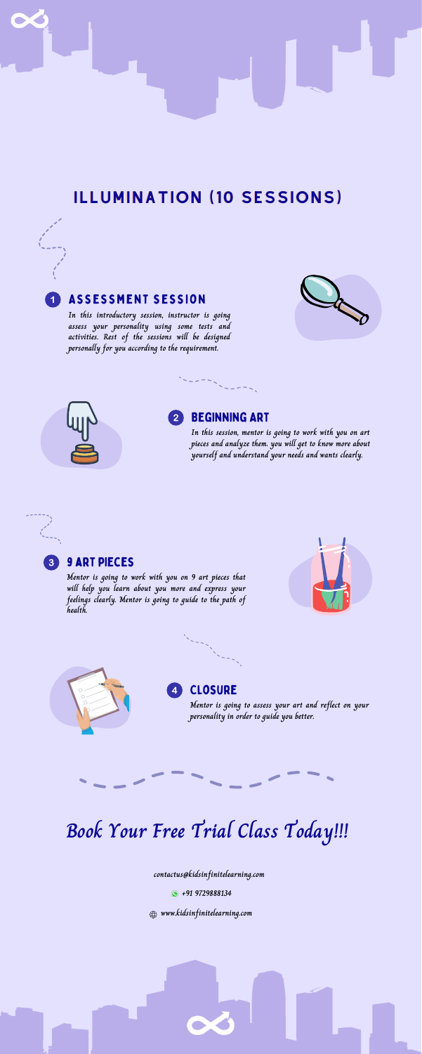# ILLUMINATION (10 SESSIONS)

## 1 ASSESSMENT SESSION

*In this introductory session, instructor is going assess your personality using some tests and activities. Rest of the sessions will be designed personally for you according to the requirement.*

## 2 BEGINNING ART

*In this session, mentor is going to work with you on art pieces and analyze them. you will get to know more about yourself and understand your needs and wants clearly.*

## 3 9 ART PIECES

*Mentor is going to work with you on 9 art pieces that will help you learn about you more and express your feelings clearly. Mentor is going to guide to the path of health.*

## 4 CLOSURE

*Mentor is going to assess your art and reflect on your personality in order to guide you better.*

# Book Your Free Trial Class Today!!!

*contactus@kidsinfinitelearning.com*

*+91 9729888134*

*www.kidsinfinitelearning.com*